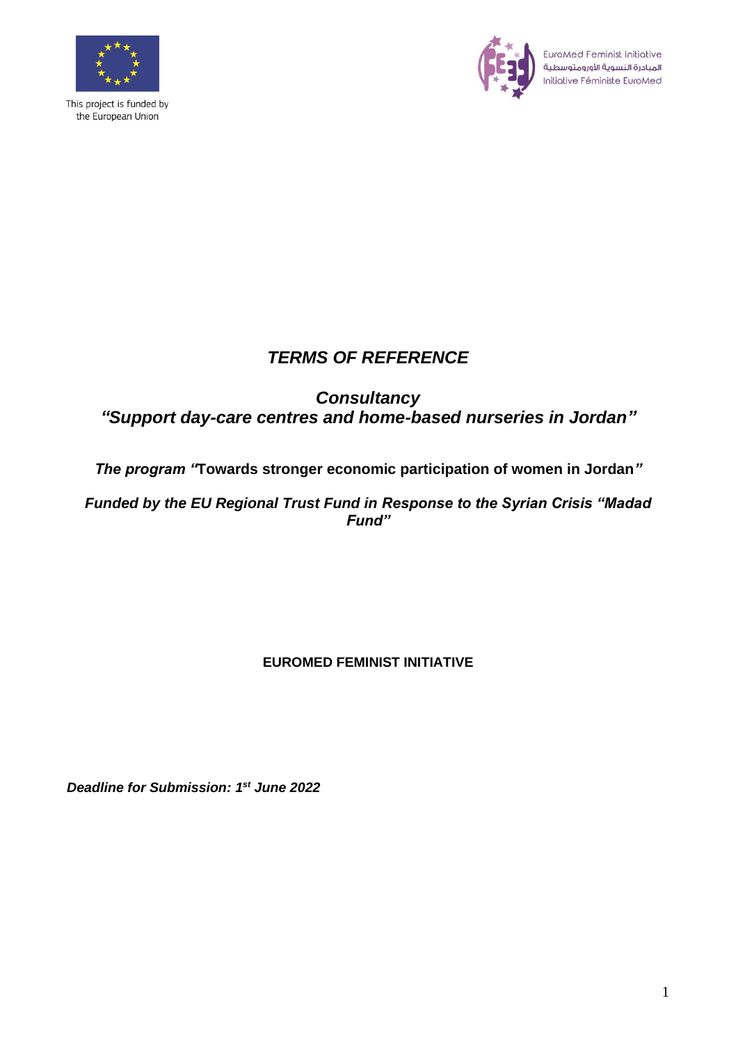This project is funded by the European Union

EuroMed Feminist Initiative
المبادرة النسوية الأورومتوسطية
Initiative Féministe EuroMed

# *TERMS OF REFERENCE*

## *Consultancy*
## *"Support day-care centres and home-based nurseries in Jordan"*

***The program "*Towards stronger economic participation of women in Jordan*"***

***Funded by the EU Regional Trust Fund in Response to the Syrian Crisis "Madad Fund"***

**EUROMED FEMINIST INITIATIVE**

***Deadline for Submission: 1st June 2022***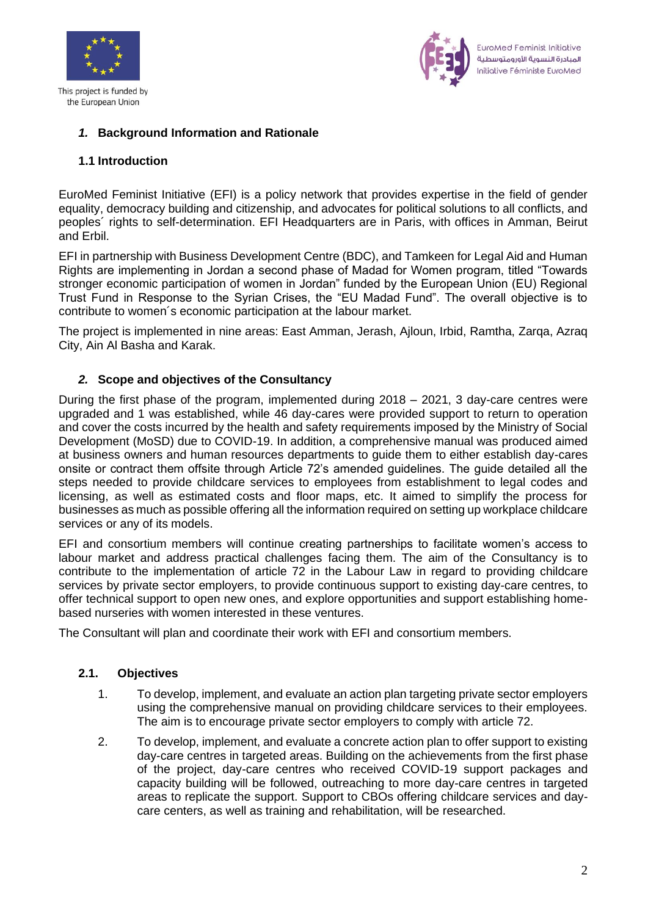## *1.* Background Information and Rationale

### 1.1 Introduction

EuroMed Feminist Initiative (EFI) is a policy network that provides expertise in the field of gender equality, democracy building and citizenship, and advocates for political solutions to all conflicts, and peoples´ rights to self-determination. EFI Headquarters are in Paris, with offices in Amman, Beirut and Erbil.

EFI in partnership with Business Development Centre (BDC), and Tamkeen for Legal Aid and Human Rights are implementing in Jordan a second phase of Madad for Women program, titled "Towards stronger economic participation of women in Jordan" funded by the European Union (EU) Regional Trust Fund in Response to the Syrian Crises, the "EU Madad Fund". The overall objective is to contribute to women´s economic participation at the labour market.

The project is implemented in nine areas: East Amman, Jerash, Ajloun, Irbid, Ramtha, Zarqa, Azraq City, Ain Al Basha and Karak.

## *2.* Scope and objectives of the Consultancy

During the first phase of the program, implemented during 2018 – 2021, 3 day-care centres were upgraded and 1 was established, while 46 day-cares were provided support to return to operation and cover the costs incurred by the health and safety requirements imposed by the Ministry of Social Development (MoSD) due to COVID-19. In addition, a comprehensive manual was produced aimed at business owners and human resources departments to guide them to either establish day-cares onsite or contract them offsite through Article 72's amended guidelines. The guide detailed all the steps needed to provide childcare services to employees from establishment to legal codes and licensing, as well as estimated costs and floor maps, etc. It aimed to simplify the process for businesses as much as possible offering all the information required on setting up workplace childcare services or any of its models.

EFI and consortium members will continue creating partnerships to facilitate women's access to labour market and address practical challenges facing them. The aim of the Consultancy is to contribute to the implementation of article 72 in the Labour Law in regard to providing childcare services by private sector employers, to provide continuous support to existing day-care centres, to offer technical support to open new ones, and explore opportunities and support establishing home-based nurseries with women interested in these ventures.

The Consultant will plan and coordinate their work with EFI and consortium members.

### 2.1. Objectives

1. To develop, implement, and evaluate an action plan targeting private sector employers using the comprehensive manual on providing childcare services to their employees. The aim is to encourage private sector employers to comply with article 72.
2. To develop, implement, and evaluate a concrete action plan to offer support to existing day-care centres in targeted areas. Building on the achievements from the first phase of the project, day-care centres who received COVID-19 support packages and capacity building will be followed, outreaching to more day-care centres in targeted areas to replicate the support. Support to CBOs offering childcare services and day-care centers, as well as training and rehabilitation, will be researched.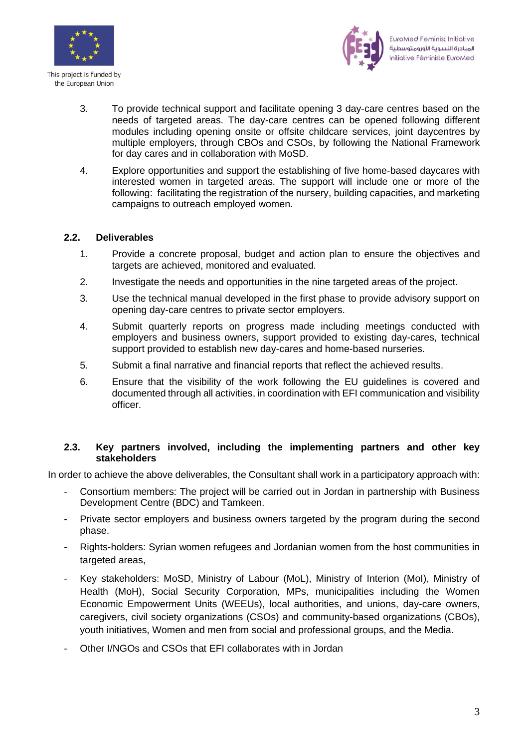3. To provide technical support and facilitate opening 3 day-care centres based on the needs of targeted areas. The day-care centres can be opened following different modules including opening onsite or offsite childcare services, joint daycentres by multiple employers, through CBOs and CSOs, by following the National Framework for day cares and in collaboration with MoSD.

4. Explore opportunities and support the establishing of five home-based daycares with interested women in targeted areas. The support will include one or more of the following: facilitating the registration of the nursery, building capacities, and marketing campaigns to outreach employed women.

### 2.2. Deliverables

1. Provide a concrete proposal, budget and action plan to ensure the objectives and targets are achieved, monitored and evaluated.
2. Investigate the needs and opportunities in the nine targeted areas of the project.
3. Use the technical manual developed in the first phase to provide advisory support on opening day-care centres to private sector employers.
4. Submit quarterly reports on progress made including meetings conducted with employers and business owners, support provided to existing day-cares, technical support provided to establish new day-cares and home-based nurseries.
5. Submit a final narrative and financial reports that reflect the achieved results.
6. Ensure that the visibility of the work following the EU guidelines is covered and documented through all activities, in coordination with EFI communication and visibility officer.

### 2.3. Key partners involved, including the implementing partners and other key stakeholders

In order to achieve the above deliverables, the Consultant shall work in a participatory approach with:

- Consortium members: The project will be carried out in Jordan in partnership with Business Development Centre (BDC) and Tamkeen.
- Private sector employers and business owners targeted by the program during the second phase.
- Rights-holders: Syrian women refugees and Jordanian women from the host communities in targeted areas,
- Key stakeholders: MoSD, Ministry of Labour (MoL), Ministry of Interion (MoI), Ministry of Health (MoH), Social Security Corporation, MPs, municipalities including the Women Economic Empowerment Units (WEEUs), local authorities, and unions, day-care owners, caregivers, civil society organizations (CSOs) and community-based organizations (CBOs), youth initiatives, Women and men from social and professional groups, and the Media.
- Other I/NGOs and CSOs that EFI collaborates with in Jordan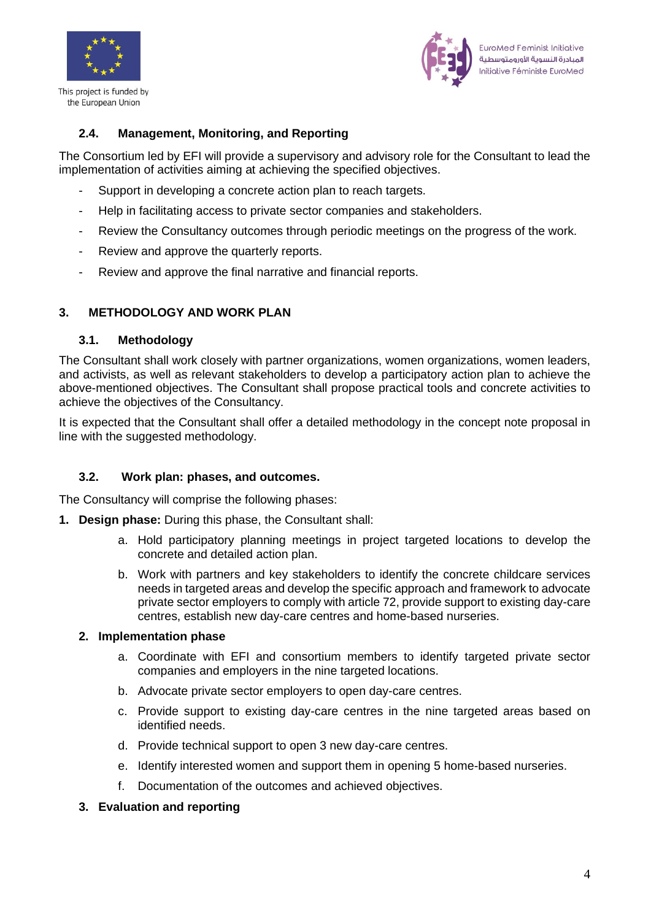### 2.4. Management, Monitoring, and Reporting

The Consortium led by EFI will provide a supervisory and advisory role for the Consultant to lead the implementation of activities aiming at achieving the specified objectives.

- Support in developing a concrete action plan to reach targets.
- Help in facilitating access to private sector companies and stakeholders.
- Review the Consultancy outcomes through periodic meetings on the progress of the work.
- Review and approve the quarterly reports.
- Review and approve the final narrative and financial reports.

## 3. METHODOLOGY AND WORK PLAN

### 3.1. Methodology

The Consultant shall work closely with partner organizations, women organizations, women leaders, and activists, as well as relevant stakeholders to develop a participatory action plan to achieve the above-mentioned objectives. The Consultant shall propose practical tools and concrete activities to achieve the objectives of the Consultancy.

It is expected that the Consultant shall offer a detailed methodology in the concept note proposal in line with the suggested methodology.

### 3.2. Work plan: phases, and outcomes.

The Consultancy will comprise the following phases:

1. **Design phase:** During this phase, the Consultant shall:
   a. Hold participatory planning meetings in project targeted locations to develop the concrete and detailed action plan.
   b. Work with partners and key stakeholders to identify the concrete childcare services needs in targeted areas and develop the specific approach and framework to advocate private sector employers to comply with article 72, provide support to existing day-care centres, establish new day-care centres and home-based nurseries.
2. **Implementation phase**
   a. Coordinate with EFI and consortium members to identify targeted private sector companies and employers in the nine targeted locations.
   b. Advocate private sector employers to open day-care centres.
   c. Provide support to existing day-care centres in the nine targeted areas based on identified needs.
   d. Provide technical support to open 3 new day-care centres.
   e. Identify interested women and support them in opening 5 home-based nurseries.
   f. Documentation of the outcomes and achieved objectives.
3. **Evaluation and reporting**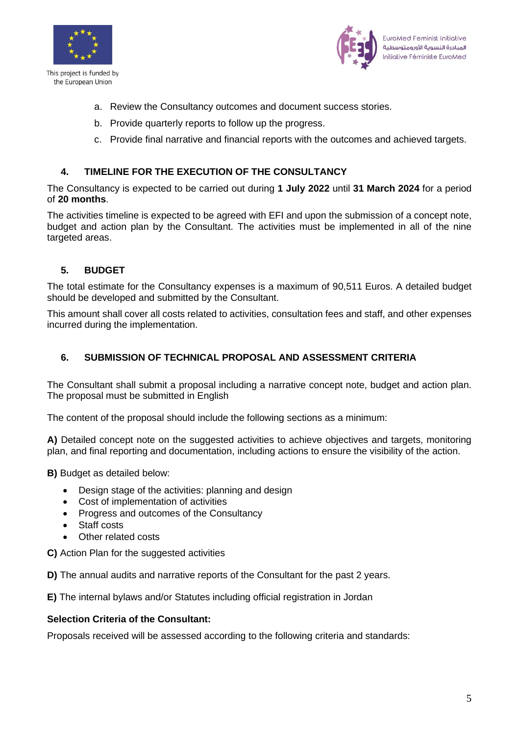a. Review the Consultancy outcomes and document success stories.

b. Provide quarterly reports to follow up the progress.

c. Provide final narrative and financial reports with the outcomes and achieved targets.

## 4. TIMELINE FOR THE EXECUTION OF THE CONSULTANCY

The Consultancy is expected to be carried out during **1 July 2022** until **31 March 2024** for a period of **20 months**.

The activities timeline is expected to be agreed with EFI and upon the submission of a concept note, budget and action plan by the Consultant. The activities must be implemented in all of the nine targeted areas.

## 5. BUDGET

The total estimate for the Consultancy expenses is a maximum of 90,511 Euros. A detailed budget should be developed and submitted by the Consultant.

This amount shall cover all costs related to activities, consultation fees and staff, and other expenses incurred during the implementation.

## 6. SUBMISSION OF TECHNICAL PROPOSAL AND ASSESSMENT CRITERIA

The Consultant shall submit a proposal including a narrative concept note, budget and action plan. The proposal must be submitted in English

The content of the proposal should include the following sections as a minimum:

**A)** Detailed concept note on the suggested activities to achieve objectives and targets, monitoring plan, and final reporting and documentation, including actions to ensure the visibility of the action.

**B)** Budget as detailed below:

- Design stage of the activities: planning and design
- Cost of implementation of activities
- Progress and outcomes of the Consultancy
- Staff costs
- Other related costs

**C)** Action Plan for the suggested activities

**D)** The annual audits and narrative reports of the Consultant for the past 2 years.

**E)** The internal bylaws and/or Statutes including official registration in Jordan

**Selection Criteria of the Consultant:**

Proposals received will be assessed according to the following criteria and standards: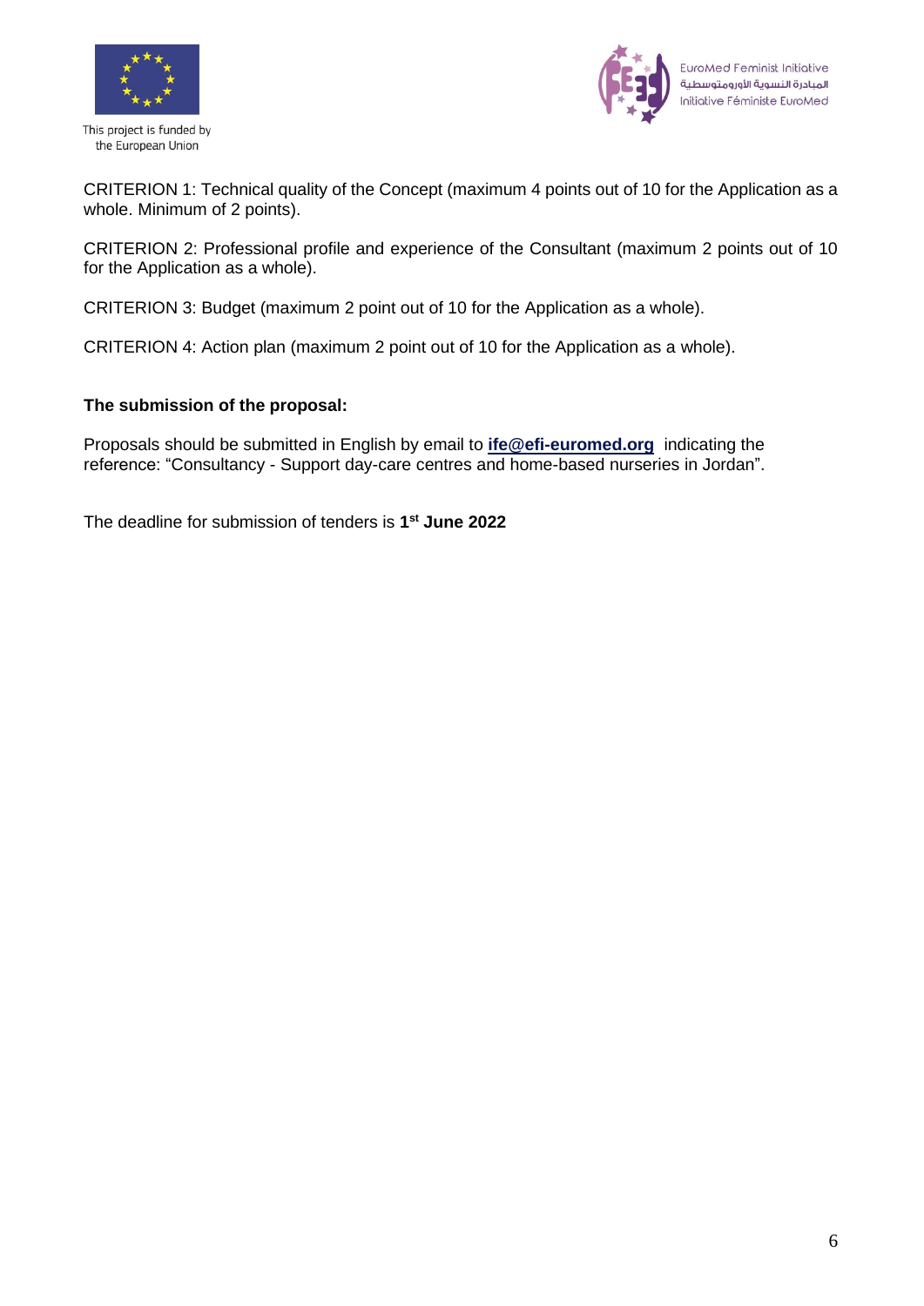CRITERION 1: Technical quality of the Concept (maximum 4 points out of 10 for the Application as a whole. Minimum of 2 points).

CRITERION 2: Professional profile and experience of the Consultant (maximum 2 points out of 10 for the Application as a whole).

CRITERION 3: Budget (maximum 2 point out of 10 for the Application as a whole).

CRITERION 4: Action plan (maximum 2 point out of 10 for the Application as a whole).

**The submission of the proposal:**

Proposals should be submitted in English by email to **ife@efi-euromed.org** indicating the reference: "Consultancy - Support day-care centres and home-based nurseries in Jordan".

The deadline for submission of tenders is **1st June 2022**